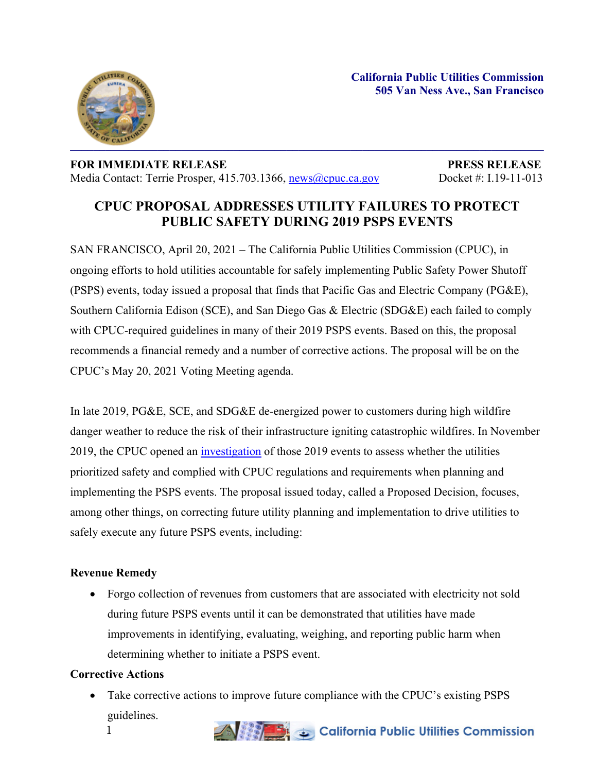**California Public Utilities Commission**
**505 Van Ness Ave., San Francisco**

**FOR IMMEDIATE RELEASE** | **PRESS RELEASE**

Media Contact: Terrie Prosper, 415.703.1366, news@cpuc.ca.gov | Docket #: I.19-11-013

# CPUC PROPOSAL ADDRESSES UTILITY FAILURES TO PROTECT PUBLIC SAFETY DURING 2019 PSPS EVENTS

SAN FRANCISCO, April 20, 2021 – The California Public Utilities Commission (CPUC), in ongoing efforts to hold utilities accountable for safely implementing Public Safety Power Shutoff (PSPS) events, today issued a proposal that finds that Pacific Gas and Electric Company (PG&E), Southern California Edison (SCE), and San Diego Gas & Electric (SDG&E) each failed to comply with CPUC-required guidelines in many of their 2019 PSPS events. Based on this, the proposal recommends a financial remedy and a number of corrective actions. The proposal will be on the CPUC's May 20, 2021 Voting Meeting agenda.

In late 2019, PG&E, SCE, and SDG&E de-energized power to customers during high wildfire danger weather to reduce the risk of their infrastructure igniting catastrophic wildfires. In November 2019, the CPUC opened an investigation of those 2019 events to assess whether the utilities prioritized safety and complied with CPUC regulations and requirements when planning and implementing the PSPS events. The proposal issued today, called a Proposed Decision, focuses, among other things, on correcting future utility planning and implementation to drive utilities to safely execute any future PSPS events, including:

**Revenue Remedy**

- Forgo collection of revenues from customers that are associated with electricity not sold during future PSPS events until it can be demonstrated that utilities have made improvements in identifying, evaluating, weighing, and reporting public harm when determining whether to initiate a PSPS event.

**Corrective Actions**

- Take corrective actions to improve future compliance with the CPUC's existing PSPS guidelines.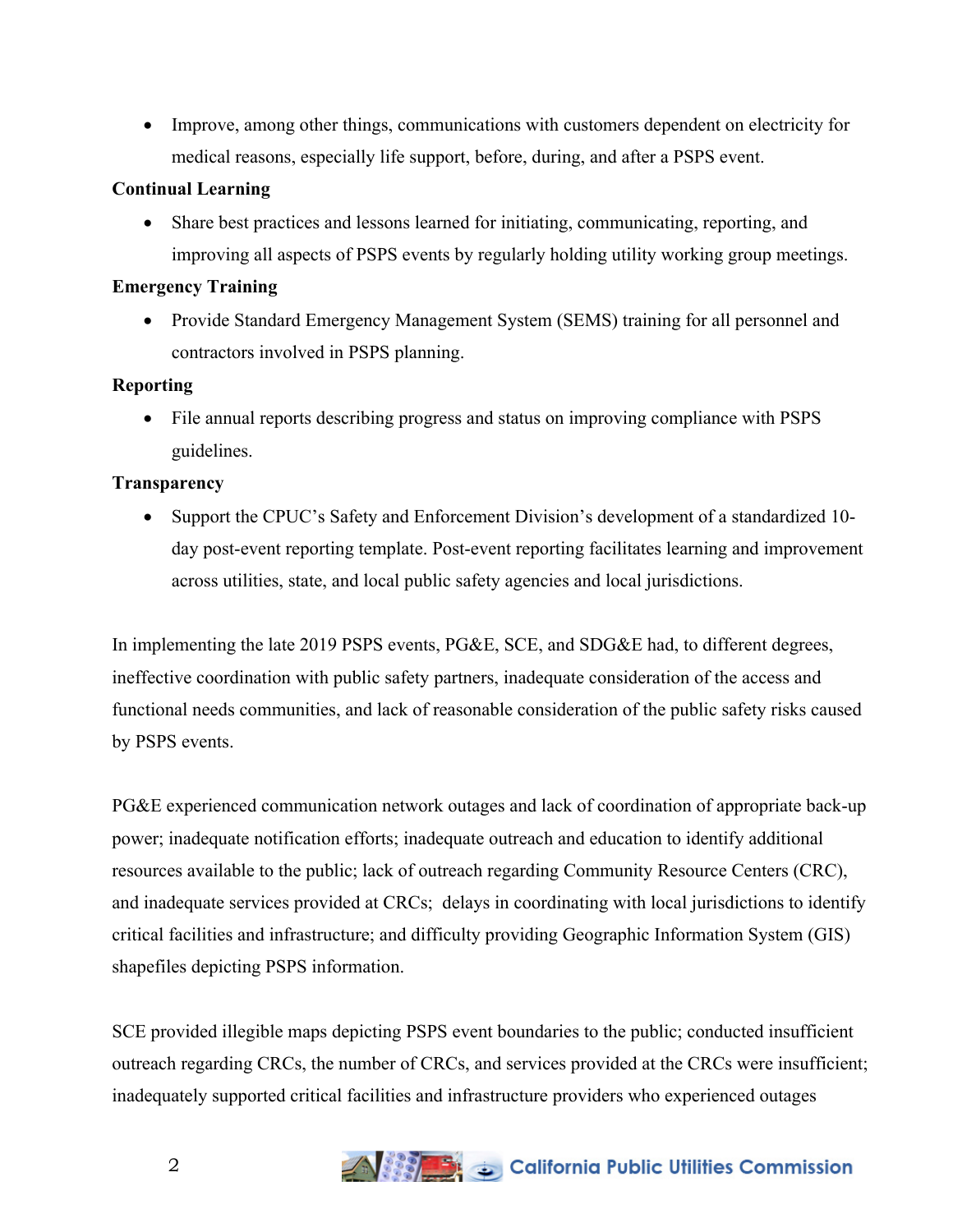- Improve, among other things, communications with customers dependent on electricity for medical reasons, especially life support, before, during, and after a PSPS event.

**Continual Learning**

- Share best practices and lessons learned for initiating, communicating, reporting, and improving all aspects of PSPS events by regularly holding utility working group meetings.

**Emergency Training**

- Provide Standard Emergency Management System (SEMS) training for all personnel and contractors involved in PSPS planning.

**Reporting**

- File annual reports describing progress and status on improving compliance with PSPS guidelines.

**Transparency**

- Support the CPUC's Safety and Enforcement Division's development of a standardized 10-day post-event reporting template. Post-event reporting facilitates learning and improvement across utilities, state, and local public safety agencies and local jurisdictions.

In implementing the late 2019 PSPS events, PG&E, SCE, and SDG&E had, to different degrees, ineffective coordination with public safety partners, inadequate consideration of the access and functional needs communities, and lack of reasonable consideration of the public safety risks caused by PSPS events.

PG&E experienced communication network outages and lack of coordination of appropriate back-up power; inadequate notification efforts; inadequate outreach and education to identify additional resources available to the public; lack of outreach regarding Community Resource Centers (CRC), and inadequate services provided at CRCs; delays in coordinating with local jurisdictions to identify critical facilities and infrastructure; and difficulty providing Geographic Information System (GIS) shapefiles depicting PSPS information.

SCE provided illegible maps depicting PSPS event boundaries to the public; conducted insufficient outreach regarding CRCs, the number of CRCs, and services provided at the CRCs were insufficient; inadequately supported critical facilities and infrastructure providers who experienced outages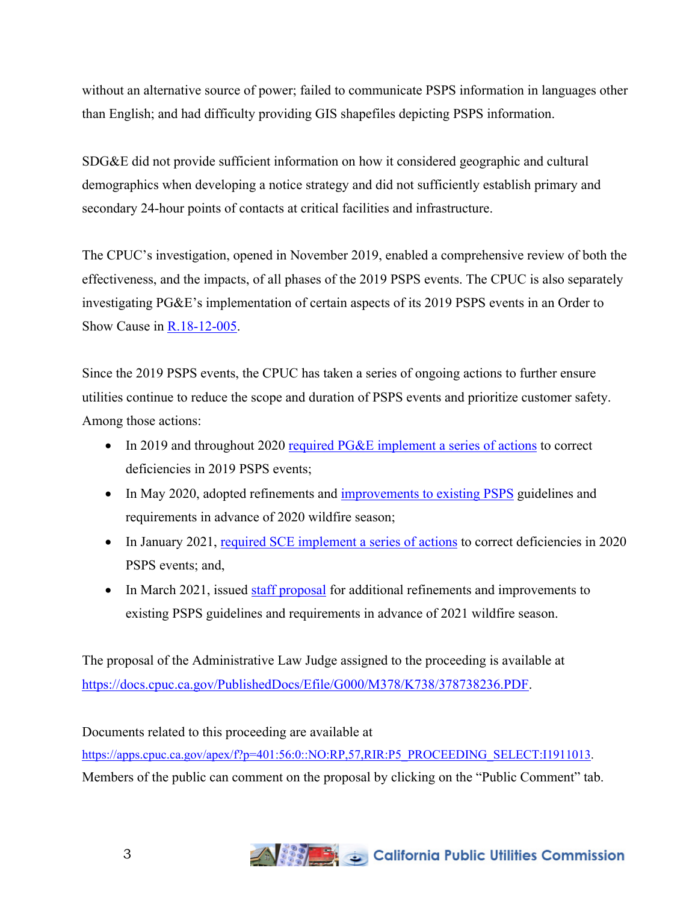without an alternative source of power; failed to communicate PSPS information in languages other than English; and had difficulty providing GIS shapefiles depicting PSPS information.

SDG&E did not provide sufficient information on how it considered geographic and cultural demographics when developing a notice strategy and did not sufficiently establish primary and secondary 24-hour points of contacts at critical facilities and infrastructure.

The CPUC's investigation, opened in November 2019, enabled a comprehensive review of both the effectiveness, and the impacts, of all phases of the 2019 PSPS events. The CPUC is also separately investigating PG&E's implementation of certain aspects of its 2019 PSPS events in an Order to Show Cause in R.18-12-005.

Since the 2019 PSPS events, the CPUC has taken a series of ongoing actions to further ensure utilities continue to reduce the scope and duration of PSPS events and prioritize customer safety. Among those actions:

- In 2019 and throughout 2020 required PG&E implement a series of actions to correct deficiencies in 2019 PSPS events;
- In May 2020, adopted refinements and improvements to existing PSPS guidelines and requirements in advance of 2020 wildfire season;
- In January 2021, required SCE implement a series of actions to correct deficiencies in 2020 PSPS events; and,
- In March 2021, issued staff proposal for additional refinements and improvements to existing PSPS guidelines and requirements in advance of 2021 wildfire season.

The proposal of the Administrative Law Judge assigned to the proceeding is available at https://docs.cpuc.ca.gov/PublishedDocs/Efile/G000/M378/K738/378738236.PDF.

Documents related to this proceeding are available at https://apps.cpuc.ca.gov/apex/f?p=401:56:0::NO:RP,57,RIR:P5_PROCEEDING_SELECT:I1911013. Members of the public can comment on the proposal by clicking on the "Public Comment" tab.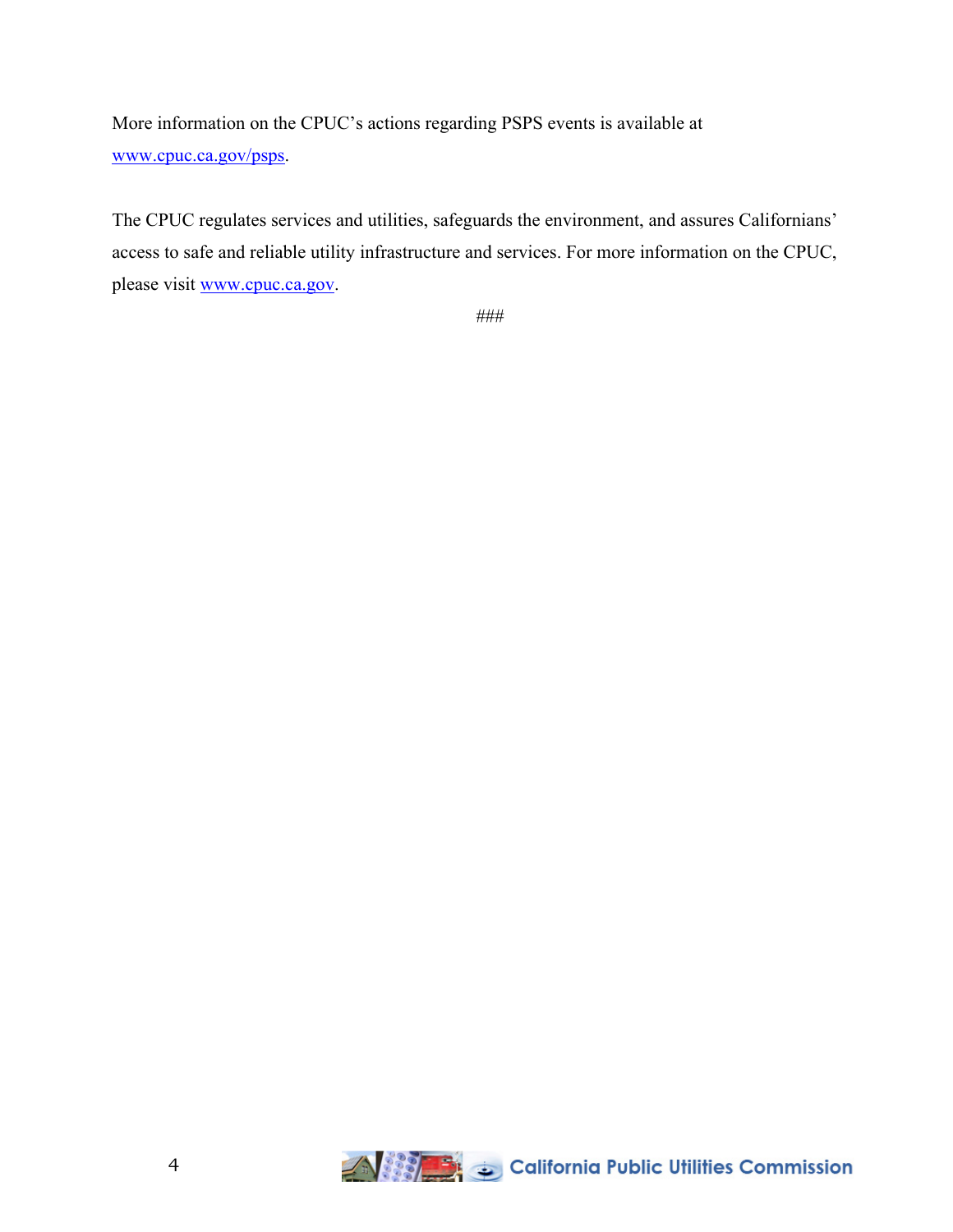More information on the CPUC's actions regarding PSPS events is available at [www.cpuc.ca.gov/psps](www.cpuc.ca.gov/psps).

The CPUC regulates services and utilities, safeguards the environment, and assures Californians' access to safe and reliable utility infrastructure and services. For more information on the CPUC, please visit [www.cpuc.ca.gov](www.cpuc.ca.gov).

###